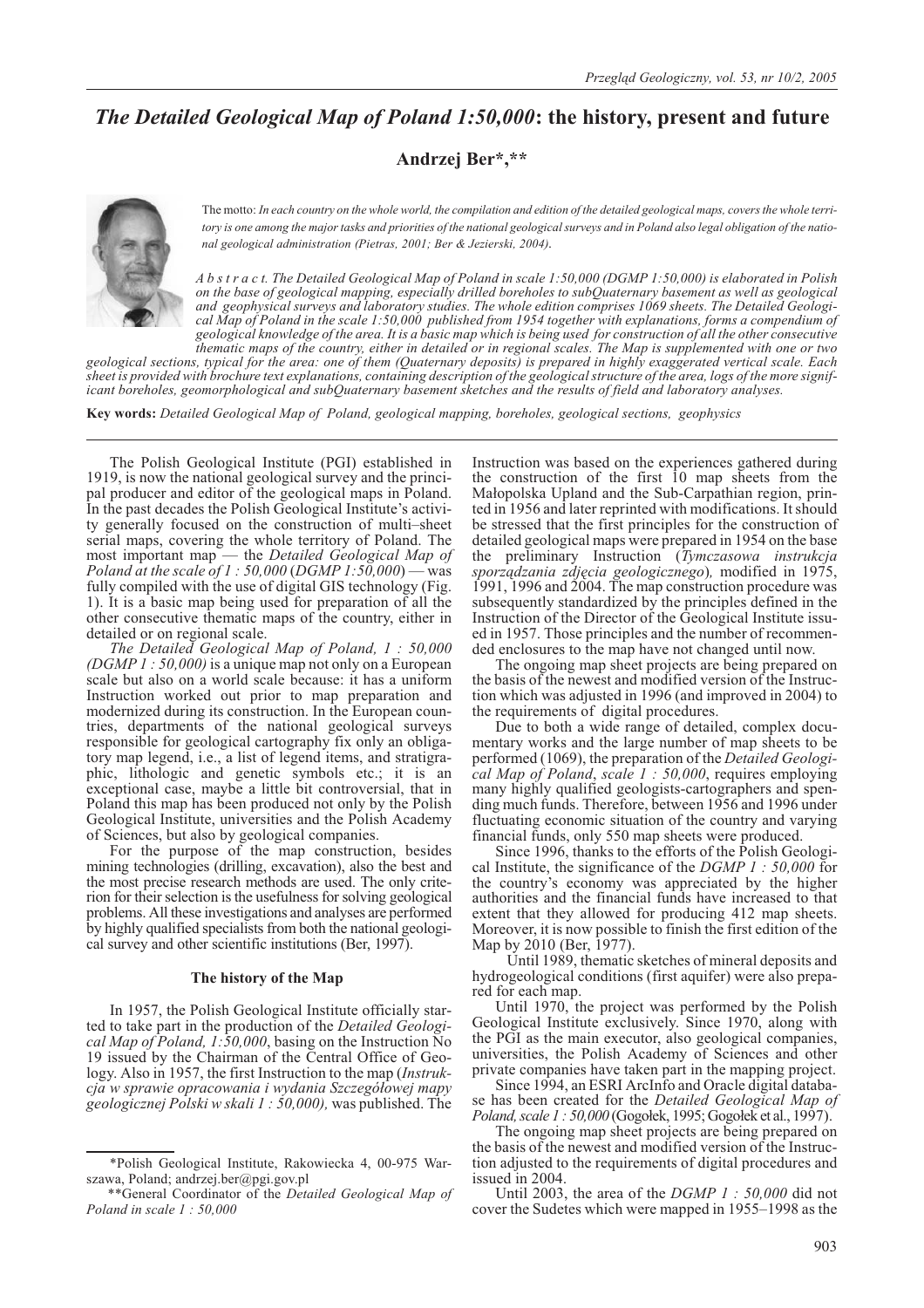# *The Detailed Geological Map of Poland 1:50,000*: the history, present and future

**Andrzej Ber\*,\*\***

The motto: *In each country on the whole world, the compilation and edition of the detailed geological maps, covers the whole territory is one among the major tasks and priorities of the national geological surveys and in Poland also legal obligation of the national geological administration (Pietras, 2001; Ber & Jezierski, 2004).*

*A b s t r a c t. The Detailed Geological Map of Poland in scale 1:50,000 (DGMP 1:50,000) is elaborated in Polish on the base of geological mapping, especially drilled boreholes to subQuaternary basement as well as geological and geophysical surveys and laboratory studies. The whole edition comprises 1069 sheets. The Detailed Geological Map of Poland in the scale 1:50,000 published from 1954 together with explanations, forms a compendium of geological knowledge of the area. It is a basic map which is being used for construction of all the other consecutive thematic maps of the country, either in detailed or in regional scales. The Map is supplemented with one or two geological sections, typical for the area: one of them (Quaternary deposits) is prepared in highly exaggerated vertical scale. Each sheet is provided with brochure text explanations, containing description of the geological structure of the area, logs of the more significant boreholes, geomorphological and subQuaternary basement sketches and the results of field and laboratory analyses.*

**Key words:** *Detailed Geological Map of Poland, geological mapping, boreholes, geological sections, geophysics*

The Polish Geological Institute (PGI) established in 1919, is now the national geological survey and the principal producer and editor of the geological maps in Poland. In the past decades the Polish Geological Institute's activity generally focused on the construction of multi–sheet serial maps, covering the whole territory of Poland. The most important map — the *Detailed Geological Map of Poland at the scale of 1 : 50,000* (*DGMP 1:50,000*) — was fully compiled with the use of digital GIS technology (Fig. 1). It is a basic map being used for preparation of all the other consecutive thematic maps of the country, either in detailed or on regional scale.

*The Detailed Geological Map of Poland, 1 : 50,000 (DGMP 1 : 50,000)* is a unique map not only on a European scale but also on a world scale because: it has a uniform Instruction worked out prior to map preparation and modernized during its construction. In the European countries, departments of the national geological surveys responsible for geological cartography fix only an obligatory map legend, i.e., a list of legend items, and stratigraphic, lithologic and genetic symbols etc.; it is an exceptional case, maybe a little bit controversial, that in Poland this map has been produced not only by the Polish Geological Institute, universities and the Polish Academy of Sciences, but also by geological companies.

For the purpose of the map construction, besides mining technologies (drilling, excavation), also the best and the most precise research methods are used. The only criterion for their selection is the usefulness for solving geological problems. All these investigations and analyses are performed by highly qualified specialists from both the national geological survey and other scientific institutions (Ber, 1997).

## The history of the Map

In 1957, the Polish Geological Institute officially started to take part in the production of the *Detailed Geological Map of Poland, 1:50,000*, basing on the Instruction No 19 issued by the Chairman of the Central Office of Geology. Also in 1957, the first Instruction to the map (*Instrukcja w sprawie opracowania i wydania Szczegółowej mapy geologicznej Polski w skali 1 : 50,000),* was published. The Instruction was based on the experiences gathered during the construction of the first 10 map sheets from the Małopolska Upland and the Sub-Carpathian region, printed in 1956 and later reprinted with modifications. It should be stressed that the first principles for the construction of detailed geological maps were prepared in 1954 on the base the preliminary Instruction (*Tymczasowa instrukcja sporządzania zdjęcia geologicznego*)*,* modified in 1975, 1991, 1996 and 2004. The map construction procedure was subsequently standardized by the principles defined in the Instruction of the Director of the Geological Institute issued in 1957. Those principles and the number of recommended enclosures to the map have not changed until now.

The ongoing map sheet projects are being prepared on the basis of the newest and modified version of the Instruction which was adjusted in 1996 (and improved in 2004) to the requirements of digital procedures.

Due to both a wide range of detailed, complex documentary works and the large number of map sheets to be performed (1069), the preparation of the *Detailed Geological Map of Poland*, *scale 1 : 50,000*, requires employing many highly qualified geologists-cartographers and spending much funds. Therefore, between 1956 and 1996 under fluctuating economic situation of the country and varying financial funds, only 550 map sheets were produced.

Since 1996, thanks to the efforts of the Polish Geological Institute, the significance of the *DGMP 1 : 50,000* for the country's economy was appreciated by the higher authorities and the financial funds have increased to that extent that they allowed for producing 412 map sheets. Moreover, it is now possible to finish the first edition of the Map by 2010 (Ber, 1977).

Until 1989, thematic sketches of mineral deposits and hydrogeological conditions (first aquifer) were also prepared for each map.

Until 1970, the project was performed by the Polish Geological Institute exclusively. Since 1970, along with the PGI as the main executor, also geological companies, universities, the Polish Academy of Sciences and other private companies have taken part in the mapping project.

Since 1994, an ESRI ArcInfo and Oracle digital database has been created for the *Detailed Geological Map of Poland, scale 1 : 50,000* (Gogołek, 1995; Gogołek et al., 1997).

The ongoing map sheet projects are being prepared on the basis of the newest and modified version of the Instruction adjusted to the requirements of digital procedures and issued in 2004.

Until 2003, the area of the *DGMP 1 : 50,000* did not cover the Sudetes which were mapped in 1955–1998 as the

---

\*Polish Geological Institute, Rakowiecka 4, 00-975 Warszawa, Poland; andrzej.ber@pgi.gov.pl

\*\*General Coordinator of the *Detailed Geological Map of Poland in scale 1 : 50,000*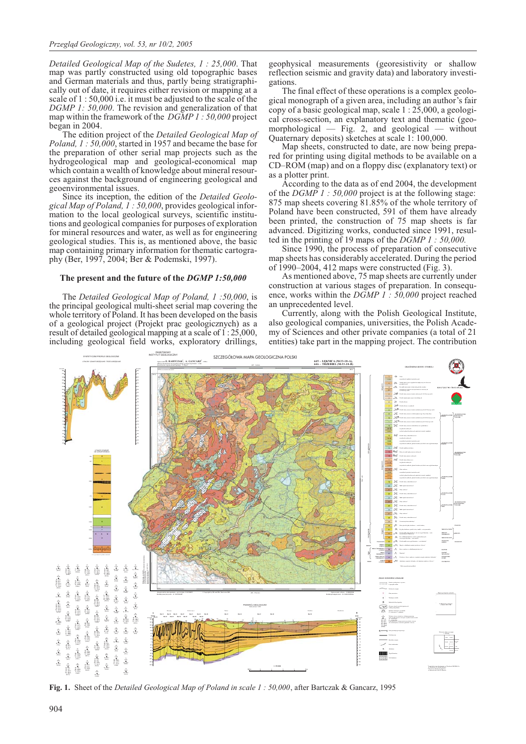*Detailed Geological Map of the Sudetes, 1 : 25,000*. That map was partly constructed using old topographic bases and German materials and thus, partly being stratigraphically out of date, it requires either revision or mapping at a scale of 1 : 50,000 i.e. it must be adjusted to the scale of the *DGMP 1: 50,000*. The revision and generalization of that map within the framework of the *DGMP 1 : 50,000* project began in 2004.

The edition project of the *Detailed Geological Map of Poland, 1 : 50,000*, started in 1957 and became the base for the preparation of other serial map projects such as the hydrogeological map and geological-economical map which contain a wealth of knowledge about mineral resources against the background of engineering geological and geoenvironmental issues.

Since its inception, the edition of the *Detailed Geological Map of Poland, 1 : 50,000*, provides geological information to the local geological surveys, scientific institutions and geological companies for purposes of exploration for mineral resources and water, as well as for engineering geological studies. This is, as mentioned above, the basic map containing primary information for thematic cartography (Ber, 1997, 2004; Ber & Podemski, 1997).

## The present and the future of the *DGMP 1:50,000*

The *Detailed Geological Map of Poland, 1 :50,000*, is the principal geological multi-sheet serial map covering the whole territory of Poland. It has been developed on the basis of a geological project (Projekt prac geologicznych) as a result of detailed geological mapping at a scale of 1 : 25,000, including geological field works, exploratory drillings, geophysical measurements (georesistivity or shallow reflection seismic and gravity data) and laboratory investigations.

The final effect of these operations is a complex geological monograph of a given area, including an author's fair copy of a basic geological map, scale 1 : 25,000, a geological cross-section, an explanatory text and thematic (geomorphological — Fig. 2, and geological — without Quaternary deposits) sketches at scale 1: 100,000.

Map sheets, constructed to date, are now being prepared for printing using digital methods to be available on a CD–ROM (map) and on a floppy disc (explanatory text) or as a plotter print.

According to the data as of end 2004, the development of the *DGMP 1 : 50,000* project is at the following stage: 875 map sheets covering 81.85% of the whole territory of Poland have been constructed, 591 of them have already been printed, the construction of 75 map sheets is far advanced. Digitizing works, conducted since 1991, resulted in the printing of 19 maps of the *DGMP 1 : 50,000.*

Since 1990, the process of preparation of consecutive map sheets has considerably accelerated. During the period of 1990–2004, 412 maps were constructed (Fig. 3).

As mentioned above, 75 map sheets are currently under construction at various stages of preparation. In consequence, works within the *DGMP 1 : 50,000* project reached an unprecedented level.

Currently, along with the Polish Geological Institute, also geological companies, universities, the Polish Academy of Sciences and other private companies (a total of 21 entities) take part in the mapping project. The contribution

**Fig. 1.** Sheet of the *Detailed Geological Map of Poland in scale 1 : 50,000*, after Bartczak & Gancarz, 1995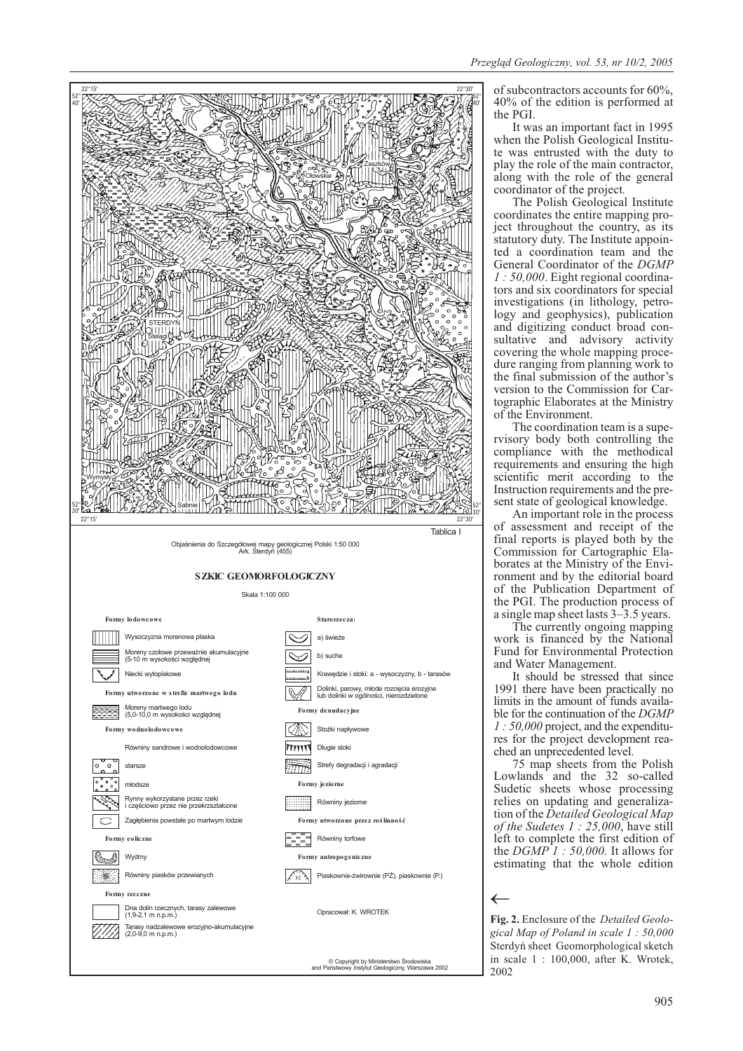of subcontractors accounts for 60%, 40% of the edition is performed at the PGI.

It was an important fact in 1995 when the Polish Geological Institute was entrusted with the duty to play the role of the main contractor, along with the role of the general coordinator of the project.

The Polish Geological Institute coordinates the entire mapping project throughout the country, as its statutory duty. The Institute appointed a coordination team and the General Coordinator of the *DGMP 1 : 50,000*. Eight regional coordinators and six coordinators for special investigations (in lithology, petrology and geophysics), publication and digitizing conduct broad consultative and advisory activity covering the whole mapping procedure ranging from planning work to the final submission of the author's version to the Commission for Cartographic Elaborates at the Ministry of the Environment.

The coordination team is a supervisory body both controlling the compliance with the methodical requirements and ensuring the high scientific merit according to the Instruction requirements and the present state of geological knowledge.

An important role in the process of assessment and receipt of the final reports is played both by the Commission for Cartographic Elaborates at the Ministry of the Environment and by the editorial board of the Publication Department of the PGI. The production process of a single map sheet lasts 3–3.5 years.

The currently ongoing mapping work is financed by the National Fund for Environmental Protection and Water Management.

It should be stressed that since 1991 there have been practically no limits in the amount of funds available for the continuation of the *DGMP 1 : 50,000* project, and the expenditures for the project development reached an unprecedented level.

75 map sheets from the Polish Lowlands and the 32 so-called Sudetic sheets whose processing relies on updating and generalization of the *Detailed Geological Map of the Sudetes 1 : 25,000*, have still left to complete the first edition of the *DGMP 1 : 50,000*. It allows for estimating that the whole edition

Tablica I

Objaśnienia do Szczegółowej mapy geologicznej Polski 1:50 000
Ark. Sterdyń (455)

**SZKIC GEOMORFOLOGICZNY**

Skala 1:100 000

**Formy lodowcowe**
- Wysoczyzna morenowa płaska
- Moreny czołowe przeważnie akumulacyjne (5-10 m wysokości względnej
- Niecki wytopiskowe

**Formy utworzone w strefie martwego lodu**
- Moreny martwego lodu (5,0-10,0 m wysokości względnej

**Formy wodnolodowcowe**
- Równiny sandrowe i wodnolodowcowe
  - starsze
  - młodsze
- Rynny wykorzystane przez rzeki i częściowo przez nie przekrształcone
- Zagłębienia powstałe po martwym lodzie

**Formy eoliczne**
- Wydmy
- Równiny piasków przewianych

**Formy rzeczne**
- Dna dolin rzecznych, tarasy zalewowe (1,9-2,1 m n.p.m.)
- Tarasy nadzalewowe erozyjno-akumulacyjne (2,0-9,0 m n.p.m.)

**Starorzecza:**
- a) świeże
- b) suche
- Krawędzie i stoki: a - wysoczyzny, b - tarasów
- Dolinki, parowy, młode rozcięcia erozyjne lub dolinki w ogólności, nierozdzielone

**Formy denudacyjne**
- Stożki napływowe
- Długie stoki
- Strefy degradacji i agradacji

**Formy jeziorne**
- Równiny jeziorne

**Formy utworzone przez roślinność**
- Równiny torfowe

**Formy antropogeniczne**
- Piaskownie-żwirownie (PŻ), piaskownie (P.)

Opracował: K. WROTEK

© Copyright by Ministerstwo Środowiska and Państwowy Instytut Geologiczny, Warszawa 2002

←

**Fig. 2.** Enclosure of the *Detailed Geological Map of Poland in scale 1 : 50,000* Sterdyń sheet Geomorphological sketch in scale 1 : 100,000, after K. Wrotek, 2002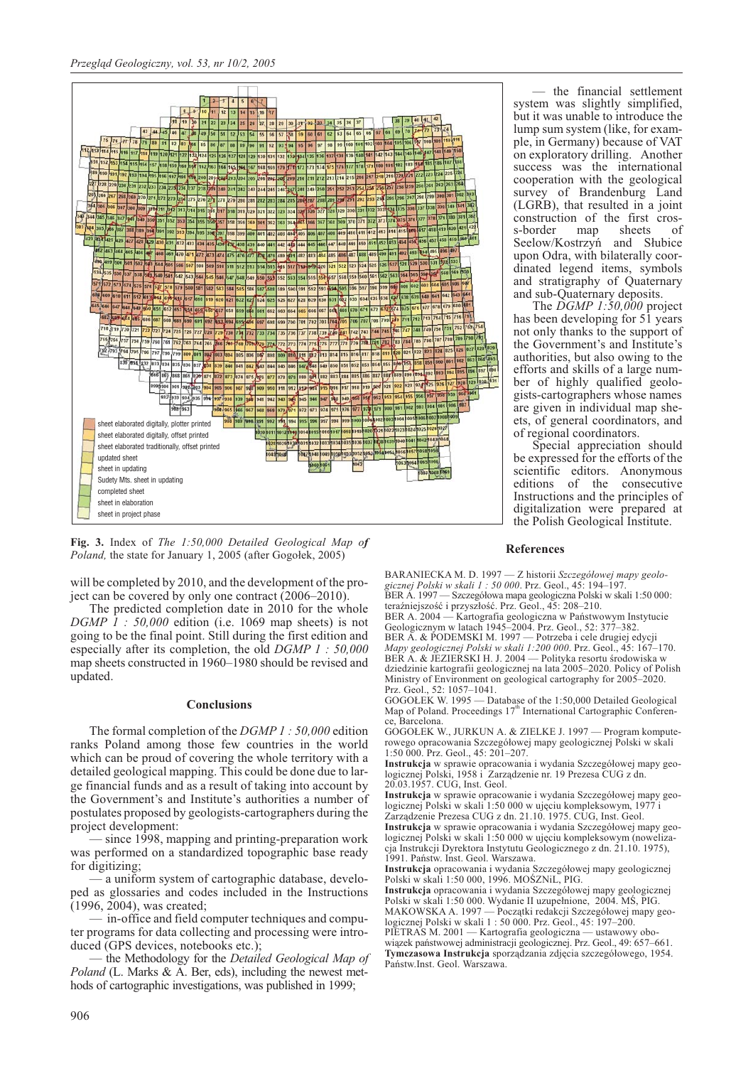sheet elaborated digitally, plotter printed
sheet elaborated digitally, offset printed
sheet elaborated traditionally, offset printed
updated sheet
sheet in updating
Sudety Mts. sheet in updating
completed sheet
sheet in elaboration
sheet in project phase

**Fig. 3.** Index of *The 1:50,000 Detailed Geological Map of Poland,* the state for January 1, 2005 (after Gogołek, 2005)

will be completed by 2010, and the development of the project can be covered by only one contract (2006–2010).

The predicted completion date in 2010 for the whole *DGMP 1 : 50,000* edition (i.e. 1069 map sheets) is not going to be the final point. Still during the first edition and especially after its completion, the old *DGMP 1 : 50,000* map sheets constructed in 1960–1980 should be revised and updated.

## Conclusions

The formal completion of the *DGMP 1 : 50,000* edition ranks Poland among those few countries in the world which can be proud of covering the whole territory with a detailed geological mapping. This could be done due to large financial funds and as a result of taking into account by the Government's and Institute's authorities a number of postulates proposed by geologists-cartographers during the project development:

— since 1998, mapping and printing-preparation work was performed on a standardized topographic base ready for digitizing;

— a uniform system of cartographic database, developed as glossaries and codes included in the Instructions (1996, 2004), was created;

— in-office and field computer techniques and computer programs for data collecting and processing were introduced (GPS devices, notebooks etc.);

— the Methodology for the *Detailed Geological Map of Poland* (L. Marks & A. Ber, eds), including the newest methods of cartographic investigations, was published in 1999;

— the financial settlement system was slightly simplified, but it was unable to introduce the lump sum system (like, for example, in Germany) because of VAT on exploratory drilling. Another success was the international cooperation with the geological survey of Brandenburg Land (LGRB), that resulted in a joint construction of the first cross-border map sheets of Seelow/Kostrzyń and Słubice upon Odra, with bilaterally coordinated legend items, symbols and stratigraphy of Quaternary and sub-Quaternary deposits.

The *DGMP 1:50,000* project has been developing for 51 years not only thanks to the support of the Government's and Institute's authorities, but also owing to the efforts and skills of a large number of highly qualified geologists-cartographers whose names are given in individual map sheets, of general coordinators, and of regional coordinators.

Special appreciation should be expressed for the efforts of the scientific editors. Anonymous editions of the consecutive Instructions and the principles of digitalization were prepared at the Polish Geological Institute.

## References

BARANIECKA M. D. 1997 — Z historii *Szczegółowej mapy geologicznej Polski w skali 1 : 50 000*. Prz. Geol., 45: 194–197.

BER A. 1997 — Szczegółowa mapa geologiczna Polski w skali 1:50 000: teraźniejszość i przyszłość. Prz. Geol., 45: 208–210.

BER A. 2004 — Kartografia geologiczna w Państwowym Instytucie Geologicznym w latach 1945–2004. Prz. Geol., 52: 377–382.

BER A. & PODEMSKI M. 1997 — Potrzeba i cele drugiej edycji *Mapy geologicznej Polski w skali 1:200 000*. Prz. Geol., 45: 167–170.

BER A. & JEZIERSKI H. J. 2004 — Polityka resortu środowiska w dziedzinie kartografii geologicznej na lata 2005–2020. Policy of Polish Ministry of Environment on geological cartography for 2005–2020. Prz. Geol., 52: 1057–1041.

GOGOŁEK W. 1995 — Database of the 1:50,000 Detailed Geological Map of Poland. Proceedings 17th International Cartographic Conference, Barcelona.

GOGOŁEK W., JURKUN A. & ZIELKE J. 1997 — Program komputerowego opracowania Szczegółowej mapy geologicznej Polski w skali 1:50 000. Prz. Geol., 45: 201–207.

**Instrukcja** w sprawie opracowania i wydania Szczegółowej mapy geologicznej Polski, 1958 i Zarządzenie nr. 19 Prezesa CUG z dn. 20.03.1957. CUG, Inst. Geol.

**Instrukcja** w sprawie opracowanie i wydania Szczegółowej mapy geologicznej Polski w skali 1:50 000 w ujęciu kompleksowym, 1977 i Zarządzenie Prezesa CUG z dn. 21.10. 1975. CUG, Inst. Geol.

**Instrukcja** w sprawie opracowania i wydania Szczegółowej mapy geologicznej Polski w skali 1:50 000 w ujęciu kompleksowym (nowelizacja Instrukcji Dyrektora Instytutu Geologicznego z dn. 21.10. 1975), 1991. Państw. Inst. Geol. Warszawa.

**Instrukcja** opracowania i wydania Szczegółowej mapy geologicznej Polski w skali 1:50 000, 1996. MOŚZNiL, PIG.

**Instrukcja** opracowania i wydania Szczegółowej mapy geologicznej Polski w skali 1:50 000. Wydanie II uzupełnione, 2004. MŚ, PIG.

MAKOWSKA A. 1997 — Początki redakcji Szczegółowej mapy geologicznej Polski w skali 1 : 50 000. Prz. Geol., 45: 197–200.

PIETRAS M. 2001 — Kartografia geologiczna — ustawowy obowiązek państwowej administracji geologicznej. Prz. Geol., 49: 657–661.

**Tymczasowa Instrukcja** sporządzania zdjęcia szczegółowego, 1954. Państw.Inst. Geol. Warszawa.